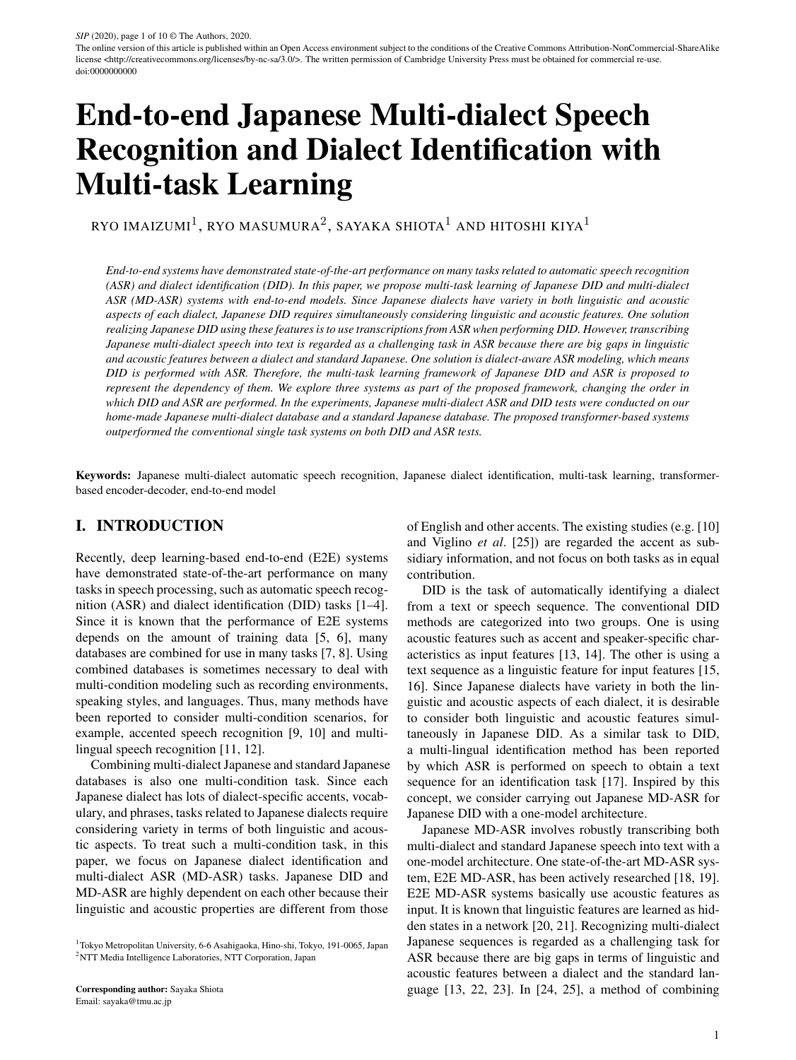SIP (2020), page 1 of 10 © The Authors, 2020.
The online version of this article is published within an Open Access environment subject to the conditions of the Creative Commons Attribution-NonCommercial-ShareAlike license <http://creativecommons.org/licenses/by-nc-sa/3.0/>. The written permission of Cambridge University Press must be obtained for commercial re-use.
doi:0000000000

# End-to-end Japanese Multi-dialect Speech Recognition and Dialect Identification with Multi-task Learning

RYO IMAIZUMI[1], RYO MASUMURA[2], SAYAKA SHIOTA[1] AND HITOSHI KIYA[1]

*End-to-end systems have demonstrated state-of-the-art performance on many tasks related to automatic speech recognition (ASR) and dialect identification (DID). In this paper, we propose multi-task learning of Japanese DID and multi-dialect ASR (MD-ASR) systems with end-to-end models. Since Japanese dialects have variety in both linguistic and acoustic aspects of each dialect, Japanese DID requires simultaneously considering linguistic and acoustic features. One solution realizing Japanese DID using these features is to use transcriptions from ASR when performing DID. However, transcribing Japanese multi-dialect speech into text is regarded as a challenging task in ASR because there are big gaps in linguistic and acoustic features between a dialect and standard Japanese. One solution is dialect-aware ASR modeling, which means DID is performed with ASR. Therefore, the multi-task learning framework of Japanese DID and ASR is proposed to represent the dependency of them. We explore three systems as part of the proposed framework, changing the order in which DID and ASR are performed. In the experiments, Japanese multi-dialect ASR and DID tests were conducted on our home-made Japanese multi-dialect database and a standard Japanese database. The proposed transformer-based systems outperformed the conventional single task systems on both DID and ASR tests.*

**Keywords:** Japanese multi-dialect automatic speech recognition, Japanese dialect identification, multi-task learning, transformer-based encoder-decoder, end-to-end model

## I. INTRODUCTION

Recently, deep learning-based end-to-end (E2E) systems have demonstrated state-of-the-art performance on many tasks in speech processing, such as automatic speech recognition (ASR) and dialect identification (DID) tasks [1–4]. Since it is known that the performance of E2E systems depends on the amount of training data [5, 6], many databases are combined for use in many tasks [7, 8]. Using combined databases is sometimes necessary to deal with multi-condition modeling such as recording environments, speaking styles, and languages. Thus, many methods have been reported to consider multi-condition scenarios, for example, accented speech recognition [9, 10] and multi-lingual speech recognition [11, 12].

Combining multi-dialect Japanese and standard Japanese databases is also one multi-condition task. Since each Japanese dialect has lots of dialect-specific accents, vocabulary, and phrases, tasks related to Japanese dialects require considering variety in terms of both linguistic and acoustic aspects. To treat such a multi-condition task, in this paper, we focus on Japanese dialect identification and multi-dialect ASR (MD-ASR) tasks. Japanese DID and MD-ASR are highly dependent on each other because their linguistic and acoustic properties are different from those of English and other accents. The existing studies (e.g. [10] and Viglino *et al*. [25]) are regarded the accent as subsidiary information, and not focus on both tasks as in equal contribution.

DID is the task of automatically identifying a dialect from a text or speech sequence. The conventional DID methods are categorized into two groups. One is using acoustic features such as accent and speaker-specific characteristics as input features [13, 14]. The other is using a text sequence as a linguistic feature for input features [15, 16]. Since Japanese dialects have variety in both the linguistic and acoustic aspects of each dialect, it is desirable to consider both linguistic and acoustic features simultaneously in Japanese DID. As a similar task to DID, a multi-lingual identification method has been reported by which ASR is performed on speech to obtain a text sequence for an identification task [17]. Inspired by this concept, we consider carrying out Japanese MD-ASR for Japanese DID with a one-model architecture.

Japanese MD-ASR involves robustly transcribing both multi-dialect and standard Japanese speech into text with a one-model architecture. One state-of-the-art MD-ASR system, E2E MD-ASR, has been actively researched [18, 19]. E2E MD-ASR systems basically use acoustic features as input. It is known that linguistic features are learned as hidden states in a network [20, 21]. Recognizing multi-dialect Japanese sequences is regarded as a challenging task for ASR because there are big gaps in terms of linguistic and acoustic features between a dialect and the standard language [13, 22, 23]. In [24, 25], a method of combining

[1]Tokyo Metropolitan University, 6-6 Asahigaoka, Hino-shi, Tokyo, 191-0065, Japan
[2]NTT Media Intelligence Laboratories, NTT Corporation, Japan

**Corresponding author:** Sayaka Shiota
Email: sayaka@tmu.ac.jp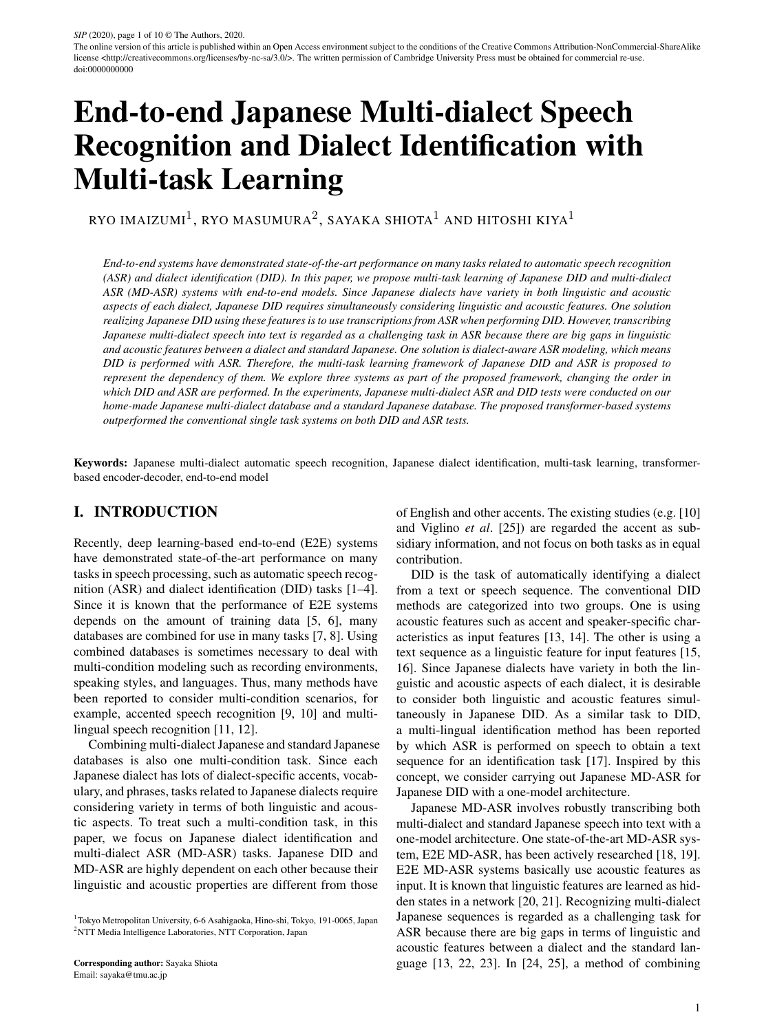SIP (2020), page 1 of 10 © The Authors, 2020.
The online version of this article is published within an Open Access environment subject to the conditions of the Creative Commons Attribution-NonCommercial-ShareAlike license <http://creativecommons.org/licenses/by-nc-sa/3.0/>. The written permission of Cambridge University Press must be obtained for commercial re-use.
doi:0000000000

# End-to-end Japanese Multi-dialect Speech Recognition and Dialect Identification with Multi-task Learning

RYO IMAIZUMI[1], RYO MASUMURA[2], SAYAKA SHIOTA[1] AND HITOSHI KIYA[1]

*End-to-end systems have demonstrated state-of-the-art performance on many tasks related to automatic speech recognition (ASR) and dialect identification (DID). In this paper, we propose multi-task learning of Japanese DID and multi-dialect ASR (MD-ASR) systems with end-to-end models. Since Japanese dialects have variety in both linguistic and acoustic aspects of each dialect, Japanese DID requires simultaneously considering linguistic and acoustic features. One solution realizing Japanese DID using these features is to use transcriptions from ASR when performing DID. However, transcribing Japanese multi-dialect speech into text is regarded as a challenging task in ASR because there are big gaps in linguistic and acoustic features between a dialect and standard Japanese. One solution is dialect-aware ASR modeling, which means DID is performed with ASR. Therefore, the multi-task learning framework of Japanese DID and ASR is proposed to represent the dependency of them. We explore three systems as part of the proposed framework, changing the order in which DID and ASR are performed. In the experiments, Japanese multi-dialect ASR and DID tests were conducted on our home-made Japanese multi-dialect database and a standard Japanese database. The proposed transformer-based systems outperformed the conventional single task systems on both DID and ASR tests.*

**Keywords:** Japanese multi-dialect automatic speech recognition, Japanese dialect identification, multi-task learning, transformer-based encoder-decoder, end-to-end model

## I. INTRODUCTION

Recently, deep learning-based end-to-end (E2E) systems have demonstrated state-of-the-art performance on many tasks in speech processing, such as automatic speech recognition (ASR) and dialect identification (DID) tasks [1–4]. Since it is known that the performance of E2E systems depends on the amount of training data [5, 6], many databases are combined for use in many tasks [7, 8]. Using combined databases is sometimes necessary to deal with multi-condition modeling such as recording environments, speaking styles, and languages. Thus, many methods have been reported to consider multi-condition scenarios, for example, accented speech recognition [9, 10] and multi-lingual speech recognition [11, 12].

Combining multi-dialect Japanese and standard Japanese databases is also one multi-condition task. Since each Japanese dialect has lots of dialect-specific accents, vocabulary, and phrases, tasks related to Japanese dialects require considering variety in terms of both linguistic and acoustic aspects. To treat such a multi-condition task, in this paper, we focus on Japanese dialect identification and multi-dialect ASR (MD-ASR) tasks. Japanese DID and MD-ASR are highly dependent on each other because their linguistic and acoustic properties are different from those of English and other accents. The existing studies (e.g. [10] and Viglino *et al*. [25]) are regarded the accent as subsidiary information, and not focus on both tasks as in equal contribution.

DID is the task of automatically identifying a dialect from a text or speech sequence. The conventional DID methods are categorized into two groups. One is using acoustic features such as accent and speaker-specific characteristics as input features [13, 14]. The other is using a text sequence as a linguistic feature for input features [15, 16]. Since Japanese dialects have variety in both the linguistic and acoustic aspects of each dialect, it is desirable to consider both linguistic and acoustic features simultaneously in Japanese DID. As a similar task to DID, a multi-lingual identification method has been reported by which ASR is performed on speech to obtain a text sequence for an identification task [17]. Inspired by this concept, we consider carrying out Japanese MD-ASR for Japanese DID with a one-model architecture.

Japanese MD-ASR involves robustly transcribing both multi-dialect and standard Japanese speech into text with a one-model architecture. One state-of-the-art MD-ASR system, E2E MD-ASR, has been actively researched [18, 19]. E2E MD-ASR systems basically use acoustic features as input. It is known that linguistic features are learned as hidden states in a network [20, 21]. Recognizing multi-dialect Japanese sequences is regarded as a challenging task for ASR because there are big gaps in terms of linguistic and acoustic features between a dialect and the standard language [13, 22, 23]. In [24, 25], a method of combining

[1]Tokyo Metropolitan University, 6-6 Asahigaoka, Hino-shi, Tokyo, 191-0065, Japan
[2]NTT Media Intelligence Laboratories, NTT Corporation, Japan

**Corresponding author:** Sayaka Shiota
Email: sayaka@tmu.ac.jp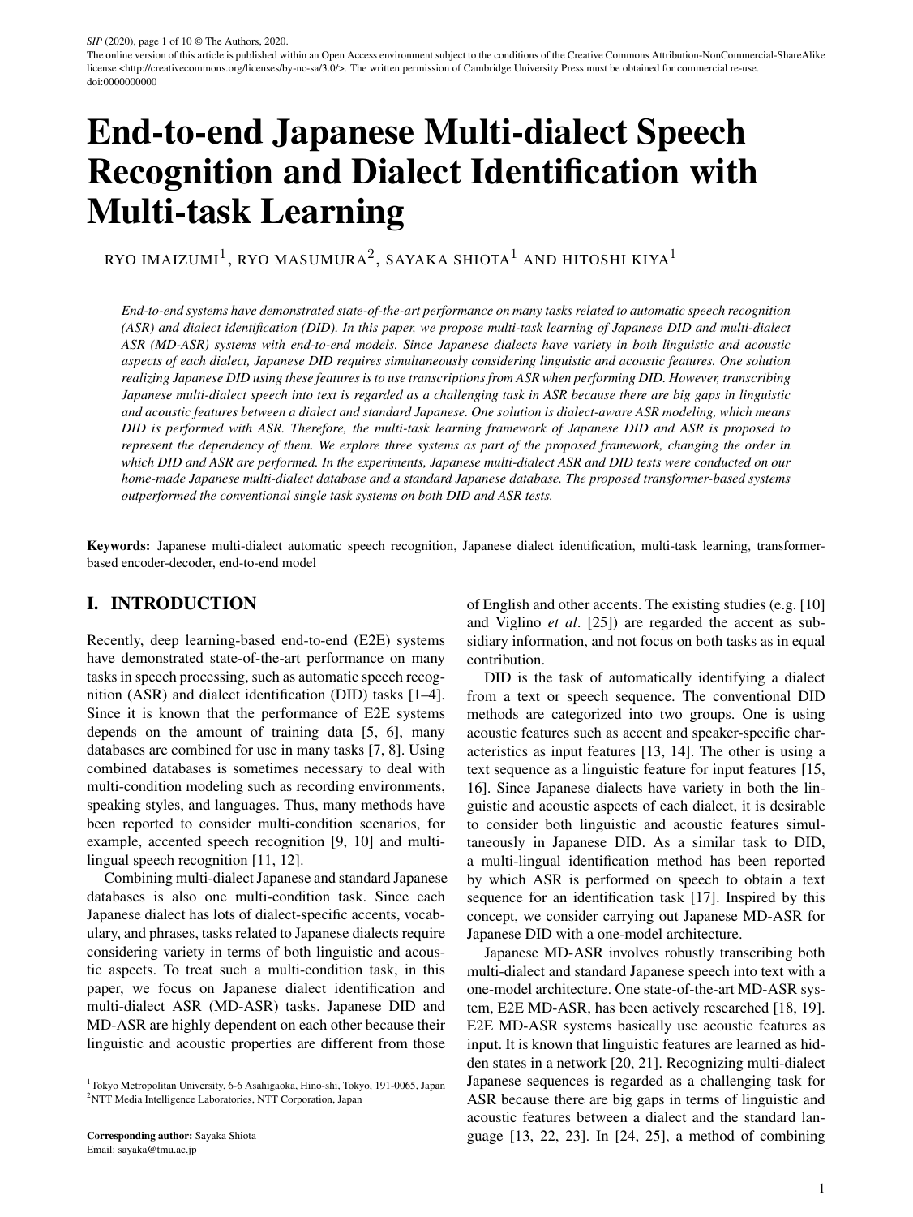# End-to-end Japanese Multi-dialect Speech Recognition and Dialect Identification with Multi-task Learning

RYO IMAIZUMI[1], RYO MASUMURA[2], SAYAKA SHIOTA[1] AND HITOSHI KIYA[1]

*End-to-end systems have demonstrated state-of-the-art performance on many tasks related to automatic speech recognition (ASR) and dialect identification (DID). In this paper, we propose multi-task learning of Japanese DID and multi-dialect ASR (MD-ASR) systems with end-to-end models. Since Japanese dialects have variety in both linguistic and acoustic aspects of each dialect, Japanese DID requires simultaneously considering linguistic and acoustic features. One solution realizing Japanese DID using these features is to use transcriptions from ASR when performing DID. However, transcribing Japanese multi-dialect speech into text is regarded as a challenging task in ASR because there are big gaps in linguistic and acoustic features between a dialect and standard Japanese. One solution is dialect-aware ASR modeling, which means DID is performed with ASR. Therefore, the multi-task learning framework of Japanese DID and ASR is proposed to represent the dependency of them. We explore three systems as part of the proposed framework, changing the order in which DID and ASR are performed. In the experiments, Japanese multi-dialect ASR and DID tests were conducted on our home-made Japanese multi-dialect database and a standard Japanese database. The proposed transformer-based systems outperformed the conventional single task systems on both DID and ASR tests.*

**Keywords:** Japanese multi-dialect automatic speech recognition, Japanese dialect identification, multi-task learning, transformer-based encoder-decoder, end-to-end model

## I. INTRODUCTION

Recently, deep learning-based end-to-end (E2E) systems have demonstrated state-of-the-art performance on many tasks in speech processing, such as automatic speech recognition (ASR) and dialect identification (DID) tasks [1–4]. Since it is known that the performance of E2E systems depends on the amount of training data [5, 6], many databases are combined for use in many tasks [7, 8]. Using combined databases is sometimes necessary to deal with multi-condition modeling such as recording environments, speaking styles, and languages. Thus, many methods have been reported to consider multi-condition scenarios, for example, accented speech recognition [9, 10] and multi-lingual speech recognition [11, 12].

Combining multi-dialect Japanese and standard Japanese databases is also one multi-condition task. Since each Japanese dialect has lots of dialect-specific accents, vocabulary, and phrases, tasks related to Japanese dialects require considering variety in terms of both linguistic and acoustic aspects. To treat such a multi-condition task, in this paper, we focus on Japanese dialect identification and multi-dialect ASR (MD-ASR) tasks. Japanese DID and MD-ASR are highly dependent on each other because their linguistic and acoustic properties are different from those of English and other accents. The existing studies (e.g. [10] and Viglino *et al*. [25]) are regarded the accent as subsidiary information, and not focus on both tasks as in equal contribution.

DID is the task of automatically identifying a dialect from a text or speech sequence. The conventional DID methods are categorized into two groups. One is using acoustic features such as accent and speaker-specific characteristics as input features [13, 14]. The other is using a text sequence as a linguistic feature for input features [15, 16]. Since Japanese dialects have variety in both the linguistic and acoustic aspects of each dialect, it is desirable to consider both linguistic and acoustic features simultaneously in Japanese DID. As a similar task to DID, a multi-lingual identification method has been reported by which ASR is performed on speech to obtain a text sequence for an identification task [17]. Inspired by this concept, we consider carrying out Japanese MD-ASR for Japanese DID with a one-model architecture.

Japanese MD-ASR involves robustly transcribing both multi-dialect and standard Japanese speech into text with a one-model architecture. One state-of-the-art MD-ASR system, E2E MD-ASR, has been actively researched [18, 19]. E2E MD-ASR systems basically use acoustic features as input. It is known that linguistic features are learned as hidden states in a network [20, 21]. Recognizing multi-dialect Japanese sequences is regarded as a challenging task for ASR because there are big gaps in terms of linguistic and acoustic features between a dialect and the standard language [13, 22, 23]. In [24, 25], a method of combining

[1] Tokyo Metropolitan University, 6-6 Asahigaoka, Hino-shi, Tokyo, 191-0065, Japan
[2] NTT Media Intelligence Laboratories, NTT Corporation, Japan

**Corresponding author:** Sayaka Shiota
Email: sayaka@tmu.ac.jp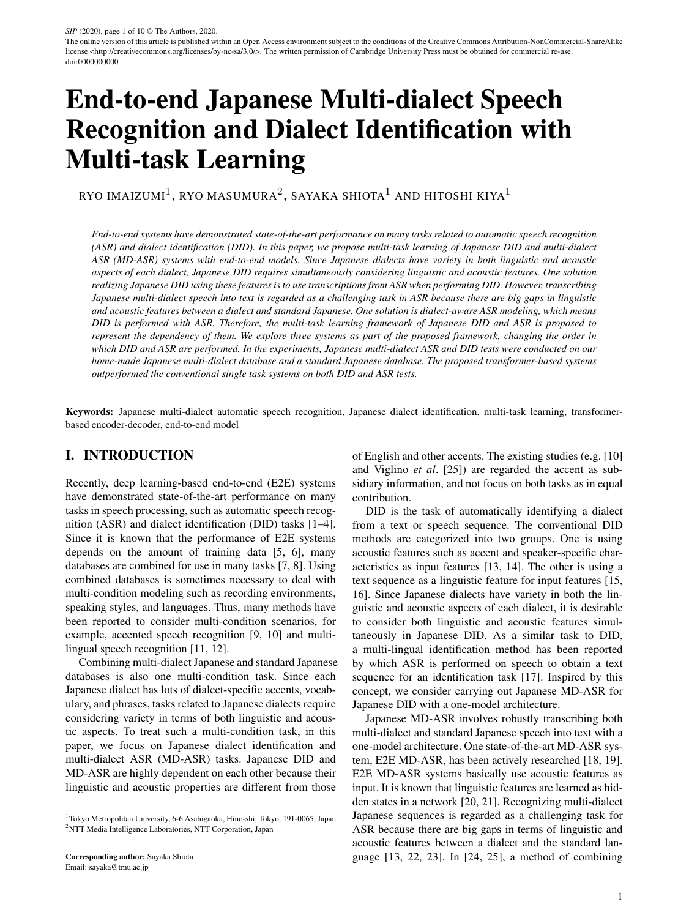The online version of this article is published within an Open Access environment subject to the conditions of the Creative Commons Attribution-NonCommercial-ShareAlike license <http://creativecommons.org/licenses/by-nc-sa/3.0/>. The written permission of Cambridge University Press must be obtained for commercial re-use. doi:0000000000

# End-to-end Japanese Multi-dialect Speech Recognition and Dialect Identification with Multi-task Learning

RYO IMAIZUMI[1], RYO MASUMURA[2], SAYAKA SHIOTA[1] AND HITOSHI KIYA[1]

*End-to-end systems have demonstrated state-of-the-art performance on many tasks related to automatic speech recognition (ASR) and dialect identification (DID). In this paper, we propose multi-task learning of Japanese DID and multi-dialect ASR (MD-ASR) systems with end-to-end models. Since Japanese dialects have variety in both linguistic and acoustic aspects of each dialect, Japanese DID requires simultaneously considering linguistic and acoustic features. One solution realizing Japanese DID using these features is to use transcriptions from ASR when performing DID. However, transcribing Japanese multi-dialect speech into text is regarded as a challenging task in ASR because there are big gaps in linguistic and acoustic features between a dialect and standard Japanese. One solution is dialect-aware ASR modeling, which means DID is performed with ASR. Therefore, the multi-task learning framework of Japanese DID and ASR is proposed to represent the dependency of them. We explore three systems as part of the proposed framework, changing the order in which DID and ASR are performed. In the experiments, Japanese multi-dialect ASR and DID tests were conducted on our home-made Japanese multi-dialect database and a standard Japanese database. The proposed transformer-based systems outperformed the conventional single task systems on both DID and ASR tests.*

**Keywords:** Japanese multi-dialect automatic speech recognition, Japanese dialect identification, multi-task learning, transformer-based encoder-decoder, end-to-end model

## I. INTRODUCTION

Recently, deep learning-based end-to-end (E2E) systems have demonstrated state-of-the-art performance on many tasks in speech processing, such as automatic speech recognition (ASR) and dialect identification (DID) tasks [1–4]. Since it is known that the performance of E2E systems depends on the amount of training data [5, 6], many databases are combined for use in many tasks [7, 8]. Using combined databases is sometimes necessary to deal with multi-condition modeling such as recording environments, speaking styles, and languages. Thus, many methods have been reported to consider multi-condition scenarios, for example, accented speech recognition [9, 10] and multi-lingual speech recognition [11, 12].

Combining multi-dialect Japanese and standard Japanese databases is also one multi-condition task. Since each Japanese dialect has lots of dialect-specific accents, vocabulary, and phrases, tasks related to Japanese dialects require considering variety in terms of both linguistic and acoustic aspects. To treat such a multi-condition task, in this paper, we focus on Japanese dialect identification and multi-dialect ASR (MD-ASR) tasks. Japanese DID and MD-ASR are highly dependent on each other because their linguistic and acoustic properties are different from those of English and other accents. The existing studies (e.g. [10] and Viglino *et al*. [25]) are regarded the accent as subsidiary information, and not focus on both tasks as in equal contribution.

DID is the task of automatically identifying a dialect from a text or speech sequence. The conventional DID methods are categorized into two groups. One is using acoustic features such as accent and speaker-specific characteristics as input features [13, 14]. The other is using a text sequence as a linguistic feature for input features [15, 16]. Since Japanese dialects have variety in both the linguistic and acoustic aspects of each dialect, it is desirable to consider both linguistic and acoustic features simultaneously in Japanese DID. As a similar task to DID, a multi-lingual identification method has been reported by which ASR is performed on speech to obtain a text sequence for an identification task [17]. Inspired by this concept, we consider carrying out Japanese MD-ASR for Japanese DID with a one-model architecture.

Japanese MD-ASR involves robustly transcribing both multi-dialect and standard Japanese speech into text with a one-model architecture. One state-of-the-art MD-ASR system, E2E MD-ASR, has been actively researched [18, 19]. E2E MD-ASR systems basically use acoustic features as input. It is known that linguistic features are learned as hidden states in a network [20, 21]. Recognizing multi-dialect Japanese sequences is regarded as a challenging task for ASR because there are big gaps in terms of linguistic and acoustic features between a dialect and the standard language [13, 22, 23]. In [24, 25], a method of combining

[1]Tokyo Metropolitan University, 6-6 Asahigaoka, Hino-shi, Tokyo, 191-0065, Japan
[2]NTT Media Intelligence Laboratories, NTT Corporation, Japan

**Corresponding author:** Sayaka Shiota
Email: sayaka@tmu.ac.jp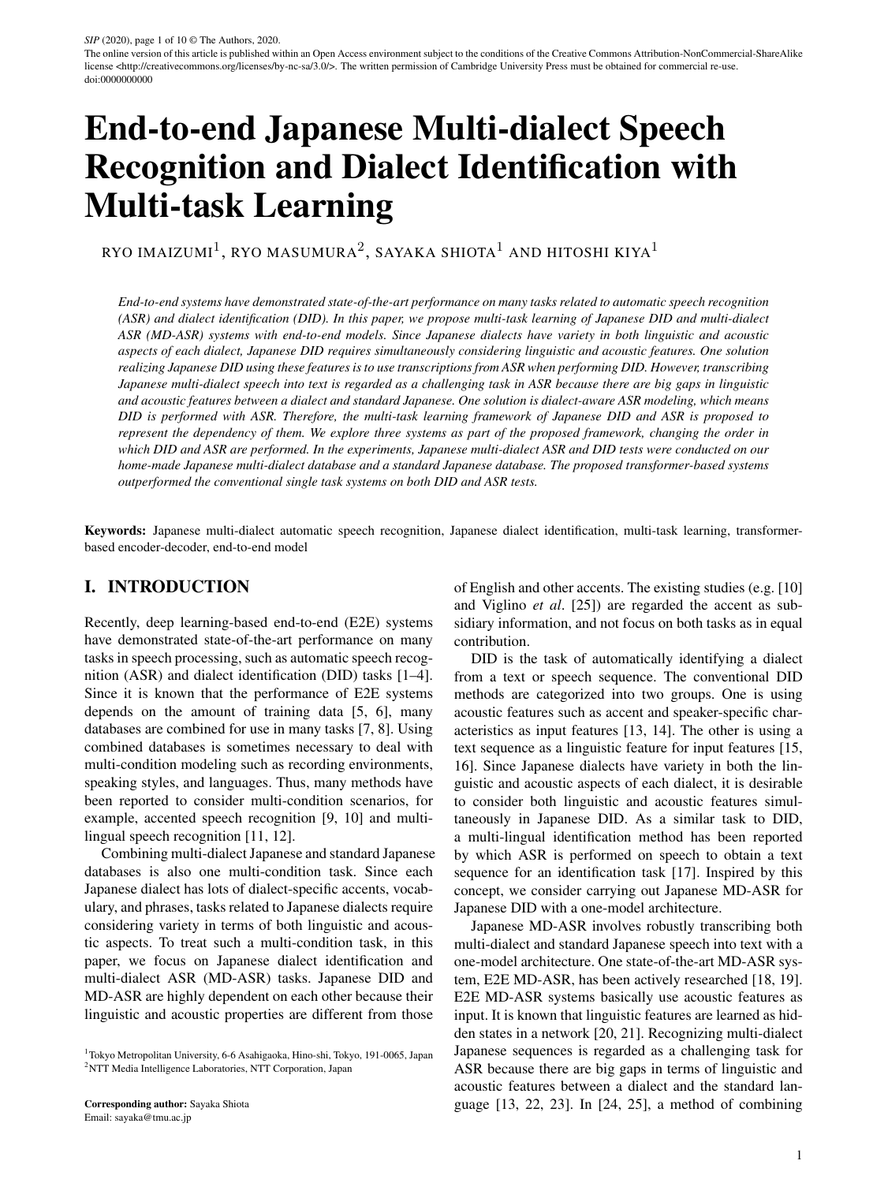# End-to-end Japanese Multi-dialect Speech Recognition and Dialect Identification with Multi-task Learning

RYO IMAIZUMI[1], RYO MASUMURA[2], SAYAKA SHIOTA[1] AND HITOSHI KIYA[1]

*End-to-end systems have demonstrated state-of-the-art performance on many tasks related to automatic speech recognition (ASR) and dialect identification (DID). In this paper, we propose multi-task learning of Japanese DID and multi-dialect ASR (MD-ASR) systems with end-to-end models. Since Japanese dialects have variety in both linguistic and acoustic aspects of each dialect, Japanese DID requires simultaneously considering linguistic and acoustic features. One solution realizing Japanese DID using these features is to use transcriptions from ASR when performing DID. However, transcribing Japanese multi-dialect speech into text is regarded as a challenging task in ASR because there are big gaps in linguistic and acoustic features between a dialect and standard Japanese. One solution is dialect-aware ASR modeling, which means DID is performed with ASR. Therefore, the multi-task learning framework of Japanese DID and ASR is proposed to represent the dependency of them. We explore three systems as part of the proposed framework, changing the order in which DID and ASR are performed. In the experiments, Japanese multi-dialect ASR and DID tests were conducted on our home-made Japanese multi-dialect database and a standard Japanese database. The proposed transformer-based systems outperformed the conventional single task systems on both DID and ASR tests.*

**Keywords:** Japanese multi-dialect automatic speech recognition, Japanese dialect identification, multi-task learning, transformer-based encoder-decoder, end-to-end model

## I. INTRODUCTION

Recently, deep learning-based end-to-end (E2E) systems have demonstrated state-of-the-art performance on many tasks in speech processing, such as automatic speech recognition (ASR) and dialect identification (DID) tasks [1–4]. Since it is known that the performance of E2E systems depends on the amount of training data [5, 6], many databases are combined for use in many tasks [7, 8]. Using combined databases is sometimes necessary to deal with multi-condition modeling such as recording environments, speaking styles, and languages. Thus, many methods have been reported to consider multi-condition scenarios, for example, accented speech recognition [9, 10] and multi-lingual speech recognition [11, 12].

Combining multi-dialect Japanese and standard Japanese databases is also one multi-condition task. Since each Japanese dialect has lots of dialect-specific accents, vocabulary, and phrases, tasks related to Japanese dialects require considering variety in terms of both linguistic and acoustic aspects. To treat such a multi-condition task, in this paper, we focus on Japanese dialect identification and multi-dialect ASR (MD-ASR) tasks. Japanese DID and MD-ASR are highly dependent on each other because their linguistic and acoustic properties are different from those of English and other accents. The existing studies (e.g. [10] and Viglino *et al*. [25]) are regarded the accent as subsidiary information, and not focus on both tasks as in equal contribution.

DID is the task of automatically identifying a dialect from a text or speech sequence. The conventional DID methods are categorized into two groups. One is using acoustic features such as accent and speaker-specific characteristics as input features [13, 14]. The other is using a text sequence as a linguistic feature for input features [15, 16]. Since Japanese dialects have variety in both the linguistic and acoustic aspects of each dialect, it is desirable to consider both linguistic and acoustic features simultaneously in Japanese DID. As a similar task to DID, a multi-lingual identification method has been reported by which ASR is performed on speech to obtain a text sequence for an identification task [17]. Inspired by this concept, we consider carrying out Japanese MD-ASR for Japanese DID with a one-model architecture.

Japanese MD-ASR involves robustly transcribing both multi-dialect and standard Japanese speech into text with a one-model architecture. One state-of-the-art MD-ASR system, E2E MD-ASR, has been actively researched [18, 19]. E2E MD-ASR systems basically use acoustic features as input. It is known that linguistic features are learned as hidden states in a network [20, 21]. Recognizing multi-dialect Japanese sequences is regarded as a challenging task for ASR because there are big gaps in terms of linguistic and acoustic features between a dialect and the standard language [13, 22, 23]. In [24, 25], a method of combining

[1]Tokyo Metropolitan University, 6-6 Asahigaoka, Hino-shi, Tokyo, 191-0065, Japan
[2]NTT Media Intelligence Laboratories, NTT Corporation, Japan

**Corresponding author:** Sayaka Shiota
Email: sayaka@tmu.ac.jp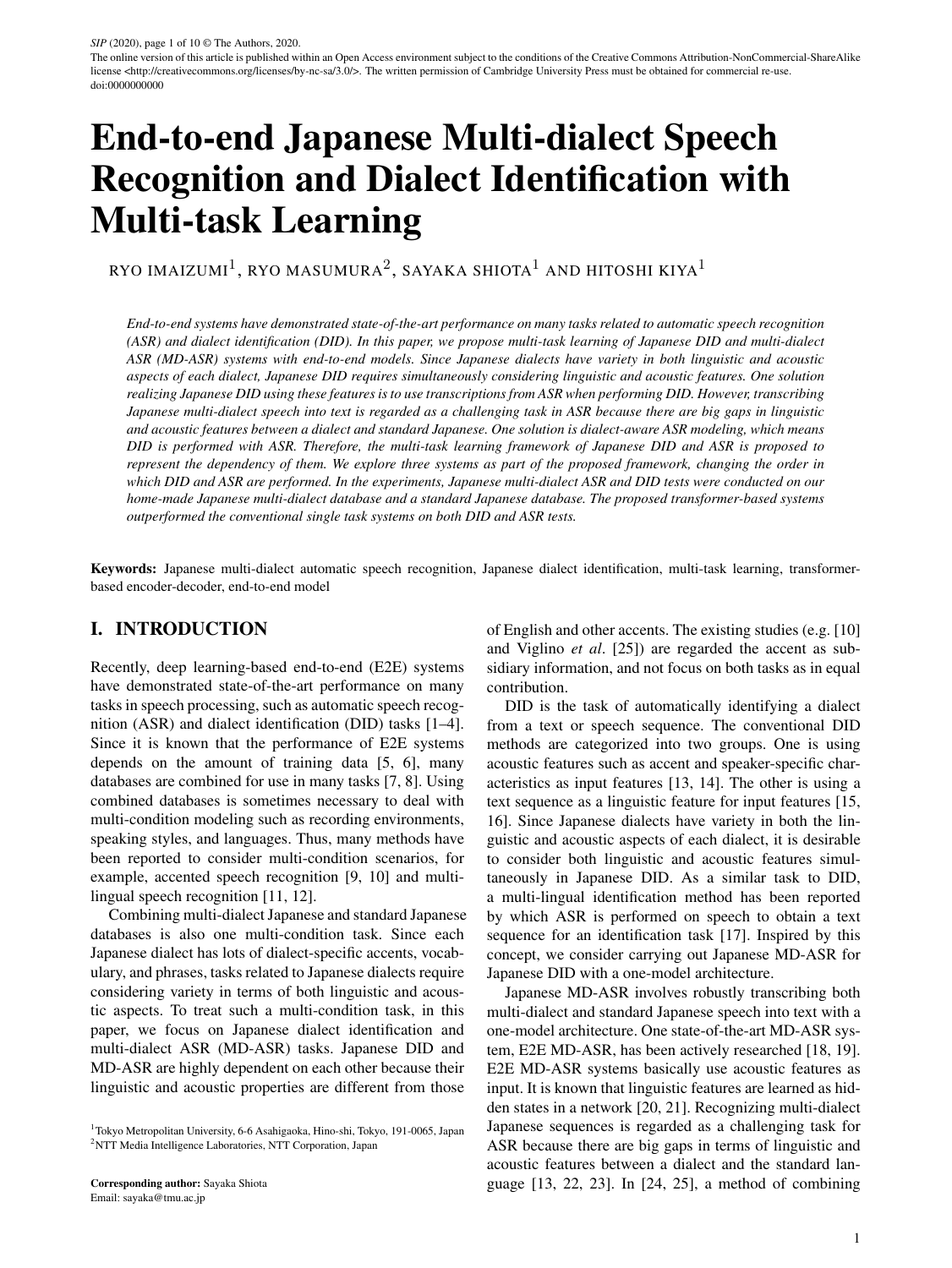# End-to-end Japanese Multi-dialect Speech Recognition and Dialect Identification with Multi-task Learning

RYO IMAIZUMI[1], RYO MASUMURA[2], SAYAKA SHIOTA[1] AND HITOSHI KIYA[1]

*End-to-end systems have demonstrated state-of-the-art performance on many tasks related to automatic speech recognition (ASR) and dialect identification (DID). In this paper, we propose multi-task learning of Japanese DID and multi-dialect ASR (MD-ASR) systems with end-to-end models. Since Japanese dialects have variety in both linguistic and acoustic aspects of each dialect, Japanese DID requires simultaneously considering linguistic and acoustic features. One solution realizing Japanese DID using these features is to use transcriptions from ASR when performing DID. However, transcribing Japanese multi-dialect speech into text is regarded as a challenging task in ASR because there are big gaps in linguistic and acoustic features between a dialect and standard Japanese. One solution is dialect-aware ASR modeling, which means DID is performed with ASR. Therefore, the multi-task learning framework of Japanese DID and ASR is proposed to represent the dependency of them. We explore three systems as part of the proposed framework, changing the order in which DID and ASR are performed. In the experiments, Japanese multi-dialect ASR and DID tests were conducted on our home-made Japanese multi-dialect database and a standard Japanese database. The proposed transformer-based systems outperformed the conventional single task systems on both DID and ASR tests.*

**Keywords:** Japanese multi-dialect automatic speech recognition, Japanese dialect identification, multi-task learning, transformer-based encoder-decoder, end-to-end model

## I. INTRODUCTION

Recently, deep learning-based end-to-end (E2E) systems have demonstrated state-of-the-art performance on many tasks in speech processing, such as automatic speech recognition (ASR) and dialect identification (DID) tasks [1–4]. Since it is known that the performance of E2E systems depends on the amount of training data [5, 6], many databases are combined for use in many tasks [7, 8]. Using combined databases is sometimes necessary to deal with multi-condition modeling such as recording environments, speaking styles, and languages. Thus, many methods have been reported to consider multi-condition scenarios, for example, accented speech recognition [9, 10] and multi-lingual speech recognition [11, 12].

Combining multi-dialect Japanese and standard Japanese databases is also one multi-condition task. Since each Japanese dialect has lots of dialect-specific accents, vocabulary, and phrases, tasks related to Japanese dialects require considering variety in terms of both linguistic and acoustic aspects. To treat such a multi-condition task, in this paper, we focus on Japanese dialect identification and multi-dialect ASR (MD-ASR) tasks. Japanese DID and MD-ASR are highly dependent on each other because their linguistic and acoustic properties are different from those of English and other accents. The existing studies (e.g. [10] and Viglino *et al*. [25]) are regarded the accent as subsidiary information, and not focus on both tasks as in equal contribution.

DID is the task of automatically identifying a dialect from a text or speech sequence. The conventional DID methods are categorized into two groups. One is using acoustic features such as accent and speaker-specific characteristics as input features [13, 14]. The other is using a text sequence as a linguistic feature for input features [15, 16]. Since Japanese dialects have variety in both the linguistic and acoustic aspects of each dialect, it is desirable to consider both linguistic and acoustic features simultaneously in Japanese DID. As a similar task to DID, a multi-lingual identification method has been reported by which ASR is performed on speech to obtain a text sequence for an identification task [17]. Inspired by this concept, we consider carrying out Japanese MD-ASR for Japanese DID with a one-model architecture.

Japanese MD-ASR involves robustly transcribing both multi-dialect and standard Japanese speech into text with a one-model architecture. One state-of-the-art MD-ASR system, E2E MD-ASR, has been actively researched [18, 19]. E2E MD-ASR systems basically use acoustic features as input. It is known that linguistic features are learned as hidden states in a network [20, 21]. Recognizing multi-dialect Japanese sequences is regarded as a challenging task for ASR because there are big gaps in terms of linguistic and acoustic features between a dialect and the standard language [13, 22, 23]. In [24, 25], a method of combining

[1]Tokyo Metropolitan University, 6-6 Asahigaoka, Hino-shi, Tokyo, 191-0065, Japan
[2]NTT Media Intelligence Laboratories, NTT Corporation, Japan

**Corresponding author:** Sayaka Shiota
Email: sayaka@tmu.ac.jp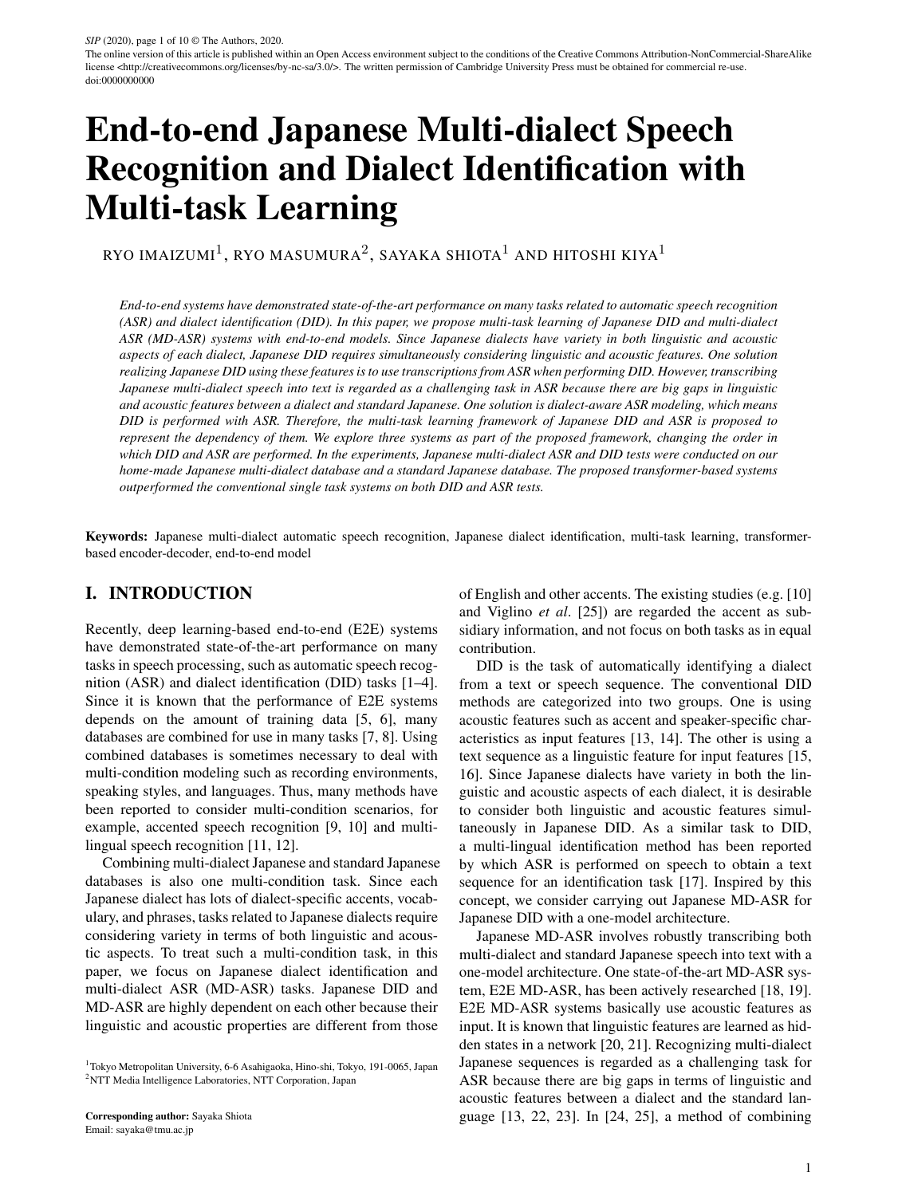# End-to-end Japanese Multi-dialect Speech Recognition and Dialect Identification with Multi-task Learning

RYO IMAIZUMI[1], RYO MASUMURA[2], SAYAKA SHIOTA[1] AND HITOSHI KIYA[1]

*End-to-end systems have demonstrated state-of-the-art performance on many tasks related to automatic speech recognition (ASR) and dialect identification (DID). In this paper, we propose multi-task learning of Japanese DID and multi-dialect ASR (MD-ASR) systems with end-to-end models. Since Japanese dialects have variety in both linguistic and acoustic aspects of each dialect, Japanese DID requires simultaneously considering linguistic and acoustic features. One solution realizing Japanese DID using these features is to use transcriptions from ASR when performing DID. However, transcribing Japanese multi-dialect speech into text is regarded as a challenging task in ASR because there are big gaps in linguistic and acoustic features between a dialect and standard Japanese. One solution is dialect-aware ASR modeling, which means DID is performed with ASR. Therefore, the multi-task learning framework of Japanese DID and ASR is proposed to represent the dependency of them. We explore three systems as part of the proposed framework, changing the order in which DID and ASR are performed. In the experiments, Japanese multi-dialect ASR and DID tests were conducted on our home-made Japanese multi-dialect database and a standard Japanese database. The proposed transformer-based systems outperformed the conventional single task systems on both DID and ASR tests.*

**Keywords:** Japanese multi-dialect automatic speech recognition, Japanese dialect identification, multi-task learning, transformer-based encoder-decoder, end-to-end model

## I. INTRODUCTION

Recently, deep learning-based end-to-end (E2E) systems have demonstrated state-of-the-art performance on many tasks in speech processing, such as automatic speech recognition (ASR) and dialect identification (DID) tasks [1–4]. Since it is known that the performance of E2E systems depends on the amount of training data [5, 6], many databases are combined for use in many tasks [7, 8]. Using combined databases is sometimes necessary to deal with multi-condition modeling such as recording environments, speaking styles, and languages. Thus, many methods have been reported to consider multi-condition scenarios, for example, accented speech recognition [9, 10] and multi-lingual speech recognition [11, 12].

Combining multi-dialect Japanese and standard Japanese databases is also one multi-condition task. Since each Japanese dialect has lots of dialect-specific accents, vocabulary, and phrases, tasks related to Japanese dialects require considering variety in terms of both linguistic and acoustic aspects. To treat such a multi-condition task, in this paper, we focus on Japanese dialect identification and multi-dialect ASR (MD-ASR) tasks. Japanese DID and MD-ASR are highly dependent on each other because their linguistic and acoustic properties are different from those of English and other accents. The existing studies (e.g. [10] and Viglino *et al*. [25]) are regarded the accent as subsidiary information, and not focus on both tasks as in equal contribution.

DID is the task of automatically identifying a dialect from a text or speech sequence. The conventional DID methods are categorized into two groups. One is using acoustic features such as accent and speaker-specific characteristics as input features [13, 14]. The other is using a text sequence as a linguistic feature for input features [15, 16]. Since Japanese dialects have variety in both the linguistic and acoustic aspects of each dialect, it is desirable to consider both linguistic and acoustic features simultaneously in Japanese DID. As a similar task to DID, a multi-lingual identification method has been reported by which ASR is performed on speech to obtain a text sequence for an identification task [17]. Inspired by this concept, we consider carrying out Japanese MD-ASR for Japanese DID with a one-model architecture.

Japanese MD-ASR involves robustly transcribing both multi-dialect and standard Japanese speech into text with a one-model architecture. One state-of-the-art MD-ASR system, E2E MD-ASR, has been actively researched [18, 19]. E2E MD-ASR systems basically use acoustic features as input. It is known that linguistic features are learned as hidden states in a network [20, 21]. Recognizing multi-dialect Japanese sequences is regarded as a challenging task for ASR because there are big gaps in terms of linguistic and acoustic features between a dialect and the standard language [13, 22, 23]. In [24, 25], a method of combining

[1]Tokyo Metropolitan University, 6-6 Asahigaoka, Hino-shi, Tokyo, 191-0065, Japan
[2]NTT Media Intelligence Laboratories, NTT Corporation, Japan

**Corresponding author:** Sayaka Shiota
Email: sayaka@tmu.ac.jp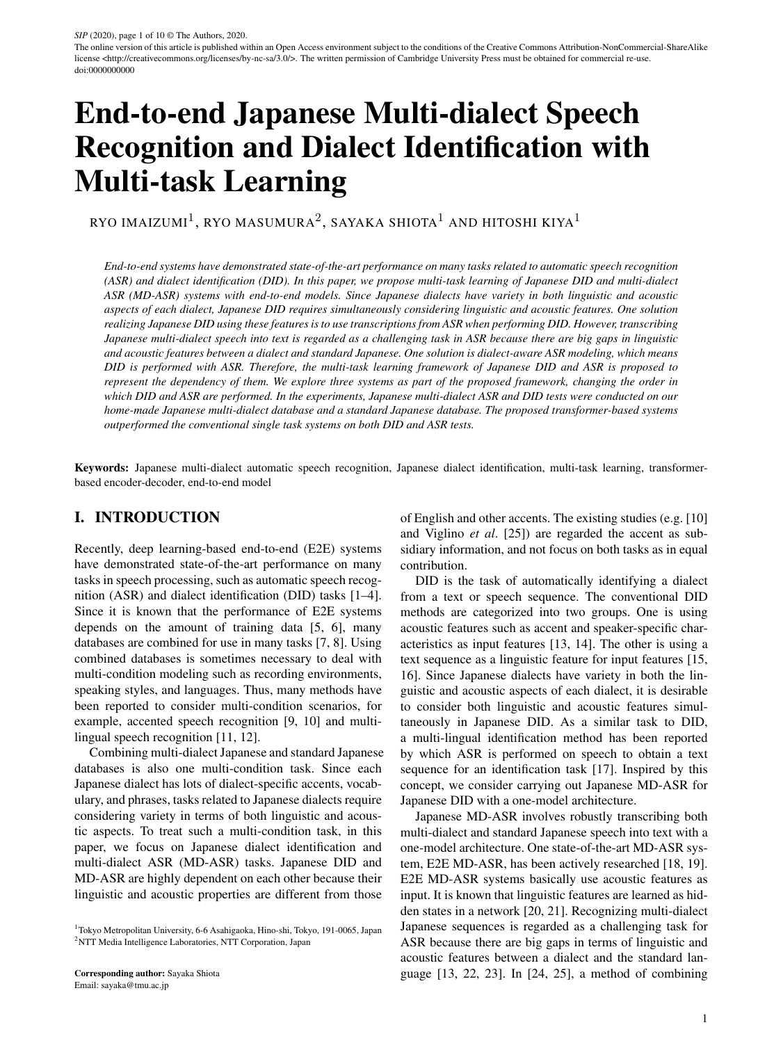# End-to-end Japanese Multi-dialect Speech Recognition and Dialect Identification with Multi-task Learning

RYO IMAIZUMI[1], RYO MASUMURA[2], SAYAKA SHIOTA[1] AND HITOSHI KIYA[1]

*End-to-end systems have demonstrated state-of-the-art performance on many tasks related to automatic speech recognition (ASR) and dialect identification (DID). In this paper, we propose multi-task learning of Japanese DID and multi-dialect ASR (MD-ASR) systems with end-to-end models. Since Japanese dialects have variety in both linguistic and acoustic aspects of each dialect, Japanese DID requires simultaneously considering linguistic and acoustic features. One solution realizing Japanese DID using these features is to use transcriptions from ASR when performing DID. However, transcribing Japanese multi-dialect speech into text is regarded as a challenging task in ASR because there are big gaps in linguistic and acoustic features between a dialect and standard Japanese. One solution is dialect-aware ASR modeling, which means DID is performed with ASR. Therefore, the multi-task learning framework of Japanese DID and ASR is proposed to represent the dependency of them. We explore three systems as part of the proposed framework, changing the order in which DID and ASR are performed. In the experiments, Japanese multi-dialect ASR and DID tests were conducted on our home-made Japanese multi-dialect database and a standard Japanese database. The proposed transformer-based systems outperformed the conventional single task systems on both DID and ASR tests.*

**Keywords:** Japanese multi-dialect automatic speech recognition, Japanese dialect identification, multi-task learning, transformer-based encoder-decoder, end-to-end model

## I. INTRODUCTION

Recently, deep learning-based end-to-end (E2E) systems have demonstrated state-of-the-art performance on many tasks in speech processing, such as automatic speech recognition (ASR) and dialect identification (DID) tasks [1–4]. Since it is known that the performance of E2E systems depends on the amount of training data [5, 6], many databases are combined for use in many tasks [7, 8]. Using combined databases is sometimes necessary to deal with multi-condition modeling such as recording environments, speaking styles, and languages. Thus, many methods have been reported to consider multi-condition scenarios, for example, accented speech recognition [9, 10] and multi-lingual speech recognition [11, 12].

Combining multi-dialect Japanese and standard Japanese databases is also one multi-condition task. Since each Japanese dialect has lots of dialect-specific accents, vocabulary, and phrases, tasks related to Japanese dialects require considering variety in terms of both linguistic and acoustic aspects. To treat such a multi-condition task, in this paper, we focus on Japanese dialect identification and multi-dialect ASR (MD-ASR) tasks. Japanese DID and MD-ASR are highly dependent on each other because their linguistic and acoustic properties are different from those of English and other accents. The existing studies (e.g. [10] and Viglino *et al*. [25]) are regarded the accent as subsidiary information, and not focus on both tasks as in equal contribution.

DID is the task of automatically identifying a dialect from a text or speech sequence. The conventional DID methods are categorized into two groups. One is using acoustic features such as accent and speaker-specific characteristics as input features [13, 14]. The other is using a text sequence as a linguistic feature for input features [15, 16]. Since Japanese dialects have variety in both the linguistic and acoustic aspects of each dialect, it is desirable to consider both linguistic and acoustic features simultaneously in Japanese DID. As a similar task to DID, a multi-lingual identification method has been reported by which ASR is performed on speech to obtain a text sequence for an identification task [17]. Inspired by this concept, we consider carrying out Japanese MD-ASR for Japanese DID with a one-model architecture.

Japanese MD-ASR involves robustly transcribing both multi-dialect and standard Japanese speech into text with a one-model architecture. One state-of-the-art MD-ASR system, E2E MD-ASR, has been actively researched [18, 19]. E2E MD-ASR systems basically use acoustic features as input. It is known that linguistic features are learned as hidden states in a network [20, 21]. Recognizing multi-dialect Japanese sequences is regarded as a challenging task for ASR because there are big gaps in terms of linguistic and acoustic features between a dialect and the standard language [13, 22, 23]. In [24, 25], a method of combining

[1]Tokyo Metropolitan University, 6-6 Asahigaoka, Hino-shi, Tokyo, 191-0065, Japan
[2]NTT Media Intelligence Laboratories, NTT Corporation, Japan

**Corresponding author:** Sayaka Shiota
Email: sayaka@tmu.ac.jp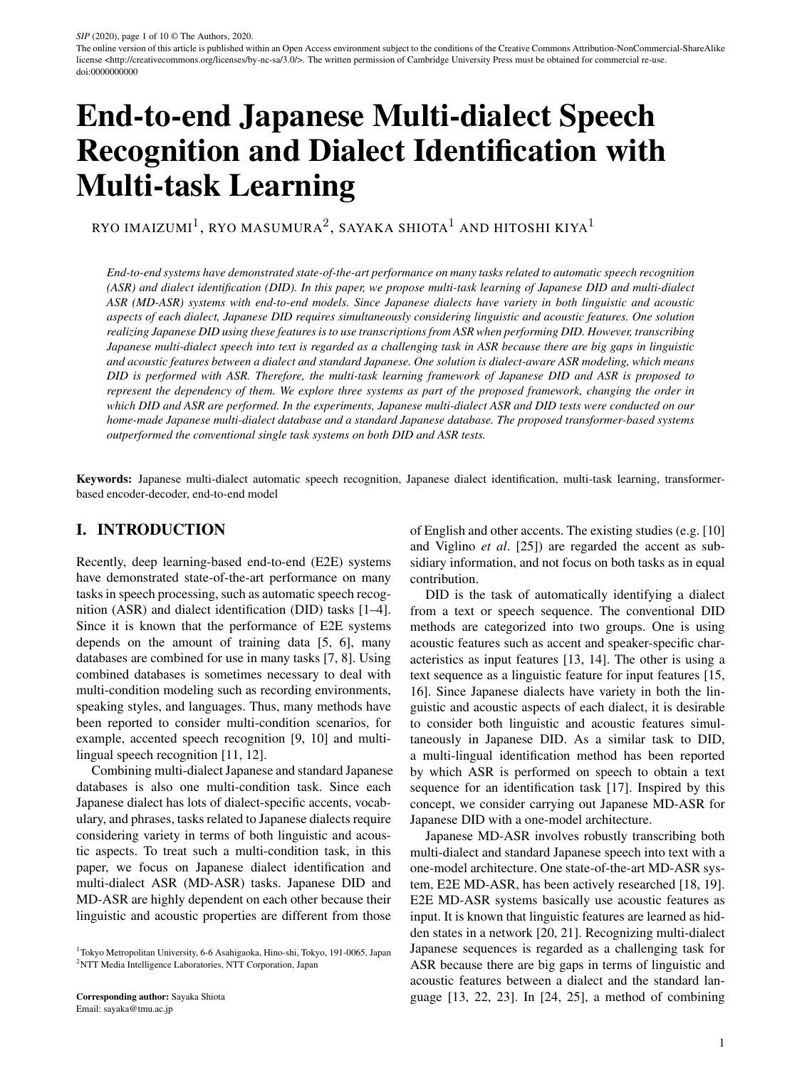# End-to-end Japanese Multi-dialect Speech Recognition and Dialect Identification with Multi-task Learning

RYO IMAIZUMI[1], RYO MASUMURA[2], SAYAKA SHIOTA[1] AND HITOSHI KIYA[1]

*End-to-end systems have demonstrated state-of-the-art performance on many tasks related to automatic speech recognition (ASR) and dialect identification (DID). In this paper, we propose multi-task learning of Japanese DID and multi-dialect ASR (MD-ASR) systems with end-to-end models. Since Japanese dialects have variety in both linguistic and acoustic aspects of each dialect, Japanese DID requires simultaneously considering linguistic and acoustic features. One solution realizing Japanese DID using these features is to use transcriptions from ASR when performing DID. However, transcribing Japanese multi-dialect speech into text is regarded as a challenging task in ASR because there are big gaps in linguistic and acoustic features between a dialect and standard Japanese. One solution is dialect-aware ASR modeling, which means DID is performed with ASR. Therefore, the multi-task learning framework of Japanese DID and ASR is proposed to represent the dependency of them. We explore three systems as part of the proposed framework, changing the order in which DID and ASR are performed. In the experiments, Japanese multi-dialect ASR and DID tests were conducted on our home-made Japanese multi-dialect database and a standard Japanese database. The proposed transformer-based systems outperformed the conventional single task systems on both DID and ASR tests.*

**Keywords:** Japanese multi-dialect automatic speech recognition, Japanese dialect identification, multi-task learning, transformer-based encoder-decoder, end-to-end model

## I. INTRODUCTION

Recently, deep learning-based end-to-end (E2E) systems have demonstrated state-of-the-art performance on many tasks in speech processing, such as automatic speech recognition (ASR) and dialect identification (DID) tasks [1–4]. Since it is known that the performance of E2E systems depends on the amount of training data [5, 6], many databases are combined for use in many tasks [7, 8]. Using combined databases is sometimes necessary to deal with multi-condition modeling such as recording environments, speaking styles, and languages. Thus, many methods have been reported to consider multi-condition scenarios, for example, accented speech recognition [9, 10] and multi-lingual speech recognition [11, 12].

Combining multi-dialect Japanese and standard Japanese databases is also one multi-condition task. Since each Japanese dialect has lots of dialect-specific accents, vocabulary, and phrases, tasks related to Japanese dialects require considering variety in terms of both linguistic and acoustic aspects. To treat such a multi-condition task, in this paper, we focus on Japanese dialect identification and multi-dialect ASR (MD-ASR) tasks. Japanese DID and MD-ASR are highly dependent on each other because their linguistic and acoustic properties are different from those of English and other accents. The existing studies (e.g. [10] and Viglino *et al*. [25]) are regarded the accent as subsidiary information, and not focus on both tasks as in equal contribution.

DID is the task of automatically identifying a dialect from a text or speech sequence. The conventional DID methods are categorized into two groups. One is using acoustic features such as accent and speaker-specific characteristics as input features [13, 14]. The other is using a text sequence as a linguistic feature for input features [15, 16]. Since Japanese dialects have variety in both the linguistic and acoustic aspects of each dialect, it is desirable to consider both linguistic and acoustic features simultaneously in Japanese DID. As a similar task to DID, a multi-lingual identification method has been reported by which ASR is performed on speech to obtain a text sequence for an identification task [17]. Inspired by this concept, we consider carrying out Japanese MD-ASR for Japanese DID with a one-model architecture.

Japanese MD-ASR involves robustly transcribing both multi-dialect and standard Japanese speech into text with a one-model architecture. One state-of-the-art MD-ASR system, E2E MD-ASR, has been actively researched [18, 19]. E2E MD-ASR systems basically use acoustic features as input. It is known that linguistic features are learned as hidden states in a network [20, 21]. Recognizing multi-dialect Japanese sequences is regarded as a challenging task for ASR because there are big gaps in terms of linguistic and acoustic features between a dialect and the standard language [13, 22, 23]. In [24, 25], a method of combining

[1]Tokyo Metropolitan University, 6-6 Asahigaoka, Hino-shi, Tokyo, 191-0065, Japan
[2]NTT Media Intelligence Laboratories, NTT Corporation, Japan

**Corresponding author:** Sayaka Shiota
Email: sayaka@tmu.ac.jp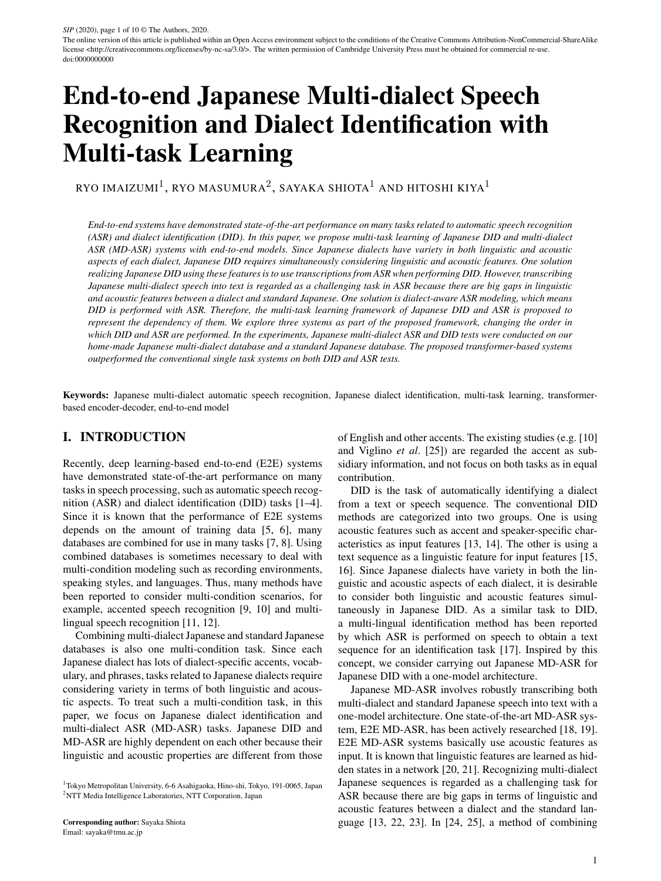# End-to-end Japanese Multi-dialect Speech Recognition and Dialect Identification with Multi-task Learning

RYO IMAIZUMI[1], RYO MASUMURA[2], SAYAKA SHIOTA[1] AND HITOSHI KIYA[1]

*End-to-end systems have demonstrated state-of-the-art performance on many tasks related to automatic speech recognition (ASR) and dialect identification (DID). In this paper, we propose multi-task learning of Japanese DID and multi-dialect ASR (MD-ASR) systems with end-to-end models. Since Japanese dialects have variety in both linguistic and acoustic aspects of each dialect, Japanese DID requires simultaneously considering linguistic and acoustic features. One solution realizing Japanese DID using these features is to use transcriptions from ASR when performing DID. However, transcribing Japanese multi-dialect speech into text is regarded as a challenging task in ASR because there are big gaps in linguistic and acoustic features between a dialect and standard Japanese. One solution is dialect-aware ASR modeling, which means DID is performed with ASR. Therefore, the multi-task learning framework of Japanese DID and ASR is proposed to represent the dependency of them. We explore three systems as part of the proposed framework, changing the order in which DID and ASR are performed. In the experiments, Japanese multi-dialect ASR and DID tests were conducted on our home-made Japanese multi-dialect database and a standard Japanese database. The proposed transformer-based systems outperformed the conventional single task systems on both DID and ASR tests.*

**Keywords:** Japanese multi-dialect automatic speech recognition, Japanese dialect identification, multi-task learning, transformer-based encoder-decoder, end-to-end model

## I. INTRODUCTION

Recently, deep learning-based end-to-end (E2E) systems have demonstrated state-of-the-art performance on many tasks in speech processing, such as automatic speech recognition (ASR) and dialect identification (DID) tasks [1–4]. Since it is known that the performance of E2E systems depends on the amount of training data [5, 6], many databases are combined for use in many tasks [7, 8]. Using combined databases is sometimes necessary to deal with multi-condition modeling such as recording environments, speaking styles, and languages. Thus, many methods have been reported to consider multi-condition scenarios, for example, accented speech recognition [9, 10] and multi-lingual speech recognition [11, 12].

Combining multi-dialect Japanese and standard Japanese databases is also one multi-condition task. Since each Japanese dialect has lots of dialect-specific accents, vocabulary, and phrases, tasks related to Japanese dialects require considering variety in terms of both linguistic and acoustic aspects. To treat such a multi-condition task, in this paper, we focus on Japanese dialect identification and multi-dialect ASR (MD-ASR) tasks. Japanese DID and MD-ASR are highly dependent on each other because their linguistic and acoustic properties are different from those of English and other accents. The existing studies (e.g. [10] and Viglino *et al*. [25]) are regarded the accent as subsidiary information, and not focus on both tasks as in equal contribution.

DID is the task of automatically identifying a dialect from a text or speech sequence. The conventional DID methods are categorized into two groups. One is using acoustic features such as accent and speaker-specific characteristics as input features [13, 14]. The other is using a text sequence as a linguistic feature for input features [15, 16]. Since Japanese dialects have variety in both the linguistic and acoustic aspects of each dialect, it is desirable to consider both linguistic and acoustic features simultaneously in Japanese DID. As a similar task to DID, a multi-lingual identification method has been reported by which ASR is performed on speech to obtain a text sequence for an identification task [17]. Inspired by this concept, we consider carrying out Japanese MD-ASR for Japanese DID with a one-model architecture.

Japanese MD-ASR involves robustly transcribing both multi-dialect and standard Japanese speech into text with a one-model architecture. One state-of-the-art MD-ASR system, E2E MD-ASR, has been actively researched [18, 19]. E2E MD-ASR systems basically use acoustic features as input. It is known that linguistic features are learned as hidden states in a network [20, 21]. Recognizing multi-dialect Japanese sequences is regarded as a challenging task for ASR because there are big gaps in terms of linguistic and acoustic features between a dialect and the standard language [13, 22, 23]. In [24, 25], a method of combining

[1]Tokyo Metropolitan University, 6-6 Asahigaoka, Hino-shi, Tokyo, 191-0065, Japan
[2]NTT Media Intelligence Laboratories, NTT Corporation, Japan

**Corresponding author:** Sayaka Shiota
Email: sayaka@tmu.ac.jp